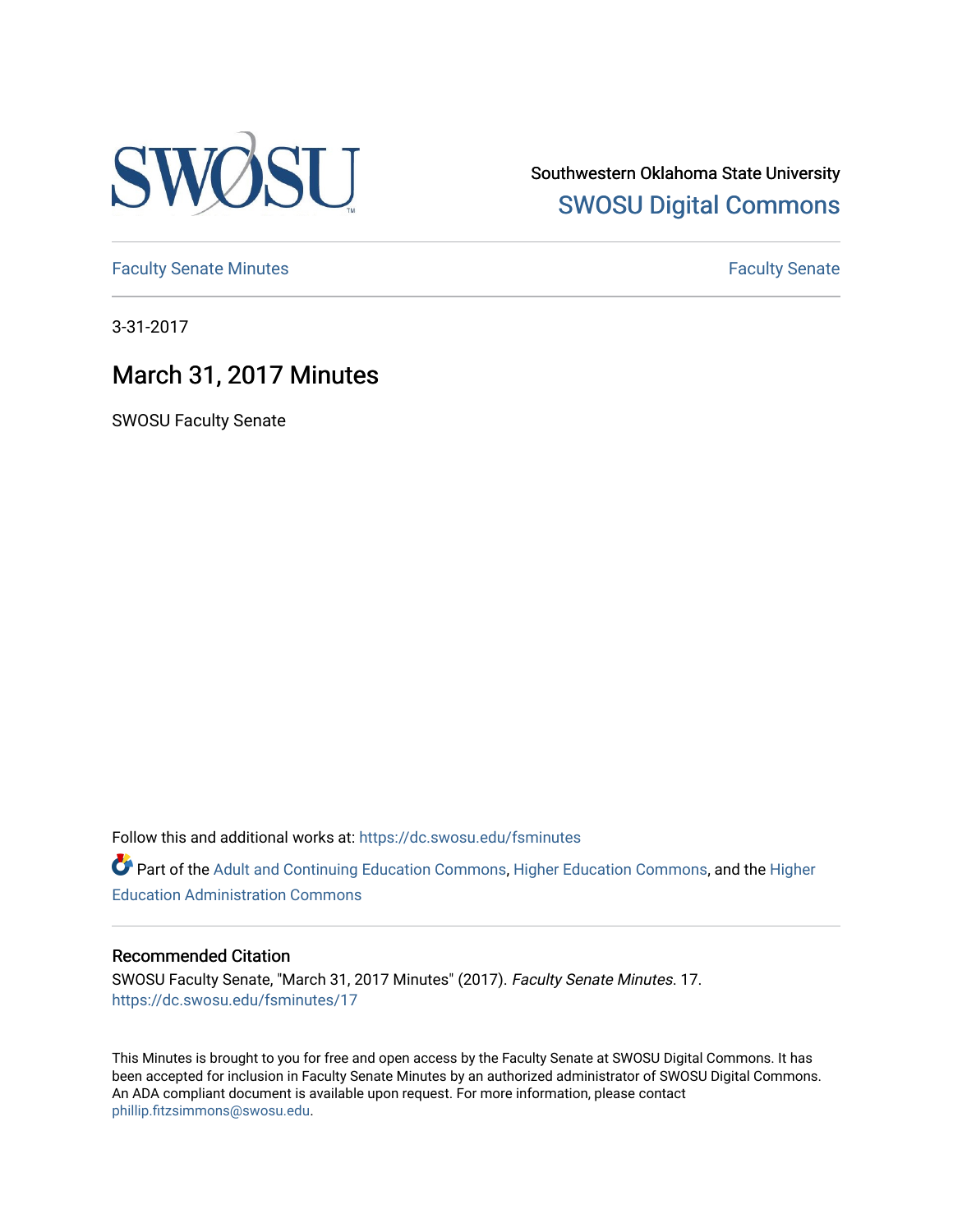Southwestern Oklahoma State University
SWOSU Digital Commons

Faculty Senate Minutes | Faculty Senate

3-31-2017

# March 31, 2017 Minutes

SWOSU Faculty Senate

Follow this and additional works at: https://dc.swosu.edu/fsminutes

Part of the Adult and Continuing Education Commons, Higher Education Commons, and the Higher Education Administration Commons

## Recommended Citation

SWOSU Faculty Senate, "March 31, 2017 Minutes" (2017). *Faculty Senate Minutes*. 17.
https://dc.swosu.edu/fsminutes/17

This Minutes is brought to you for free and open access by the Faculty Senate at SWOSU Digital Commons. It has been accepted for inclusion in Faculty Senate Minutes by an authorized administrator of SWOSU Digital Commons. An ADA compliant document is available upon request. For more information, please contact phillip.fitzsimmons@swosu.edu.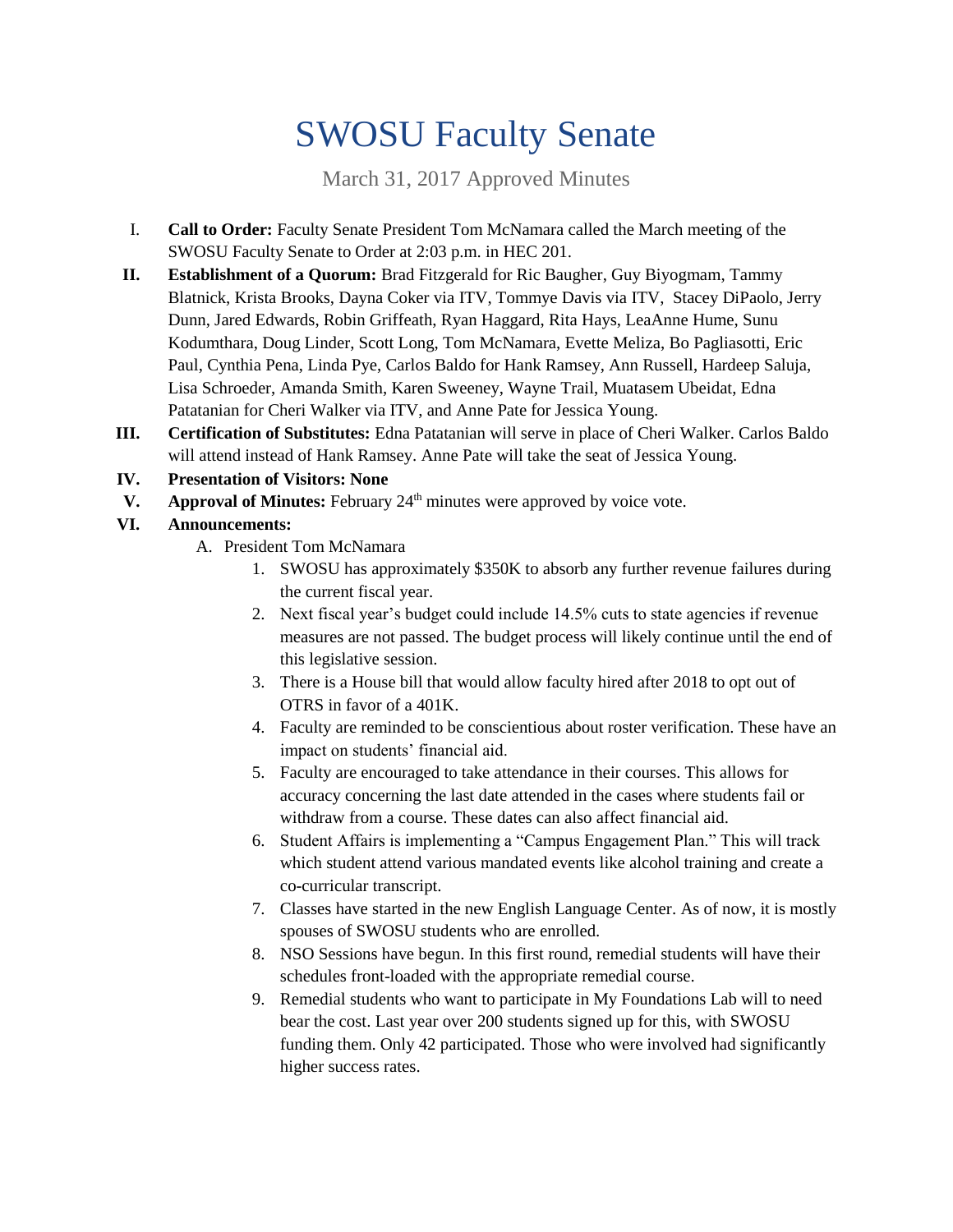# SWOSU Faculty Senate

March 31, 2017 Approved Minutes

I. **Call to Order:** Faculty Senate President Tom McNamara called the March meeting of the SWOSU Faculty Senate to Order at 2:03 p.m. in HEC 201.

II. **Establishment of a Quorum:** Brad Fitzgerald for Ric Baugher, Guy Biyogmam, Tammy Blatnick, Krista Brooks, Dayna Coker via ITV, Tommye Davis via ITV, Stacey DiPaolo, Jerry Dunn, Jared Edwards, Robin Griffeath, Ryan Haggard, Rita Hays, LeaAnne Hume, Sunu Kodumthara, Doug Linder, Scott Long, Tom McNamara, Evette Meliza, Bo Pagliasotti, Eric Paul, Cynthia Pena, Linda Pye, Carlos Baldo for Hank Ramsey, Ann Russell, Hardeep Saluja, Lisa Schroeder, Amanda Smith, Karen Sweeney, Wayne Trail, Muatasem Ubeidat, Edna Patatanian for Cheri Walker via ITV, and Anne Pate for Jessica Young.

III. **Certification of Substitutes:** Edna Patatanian will serve in place of Cheri Walker. Carlos Baldo will attend instead of Hank Ramsey. Anne Pate will take the seat of Jessica Young.

IV. **Presentation of Visitors: None**

V. **Approval of Minutes:** February 24th minutes were approved by voice vote.

VI. **Announcements:**

A. President Tom McNamara

1. SWOSU has approximately $350K to absorb any further revenue failures during the current fiscal year.
2. Next fiscal year's budget could include 14.5% cuts to state agencies if revenue measures are not passed. The budget process will likely continue until the end of this legislative session.
3. There is a House bill that would allow faculty hired after 2018 to opt out of OTRS in favor of a 401K.
4. Faculty are reminded to be conscientious about roster verification. These have an impact on students' financial aid.
5. Faculty are encouraged to take attendance in their courses. This allows for accuracy concerning the last date attended in the cases where students fail or withdraw from a course. These dates can also affect financial aid.
6. Student Affairs is implementing a "Campus Engagement Plan." This will track which student attend various mandated events like alcohol training and create a co-curricular transcript.
7. Classes have started in the new English Language Center. As of now, it is mostly spouses of SWOSU students who are enrolled.
8. NSO Sessions have begun. In this first round, remedial students will have their schedules front-loaded with the appropriate remedial course.
9. Remedial students who want to participate in My Foundations Lab will to need bear the cost. Last year over 200 students signed up for this, with SWOSU funding them. Only 42 participated. Those who were involved had significantly higher success rates.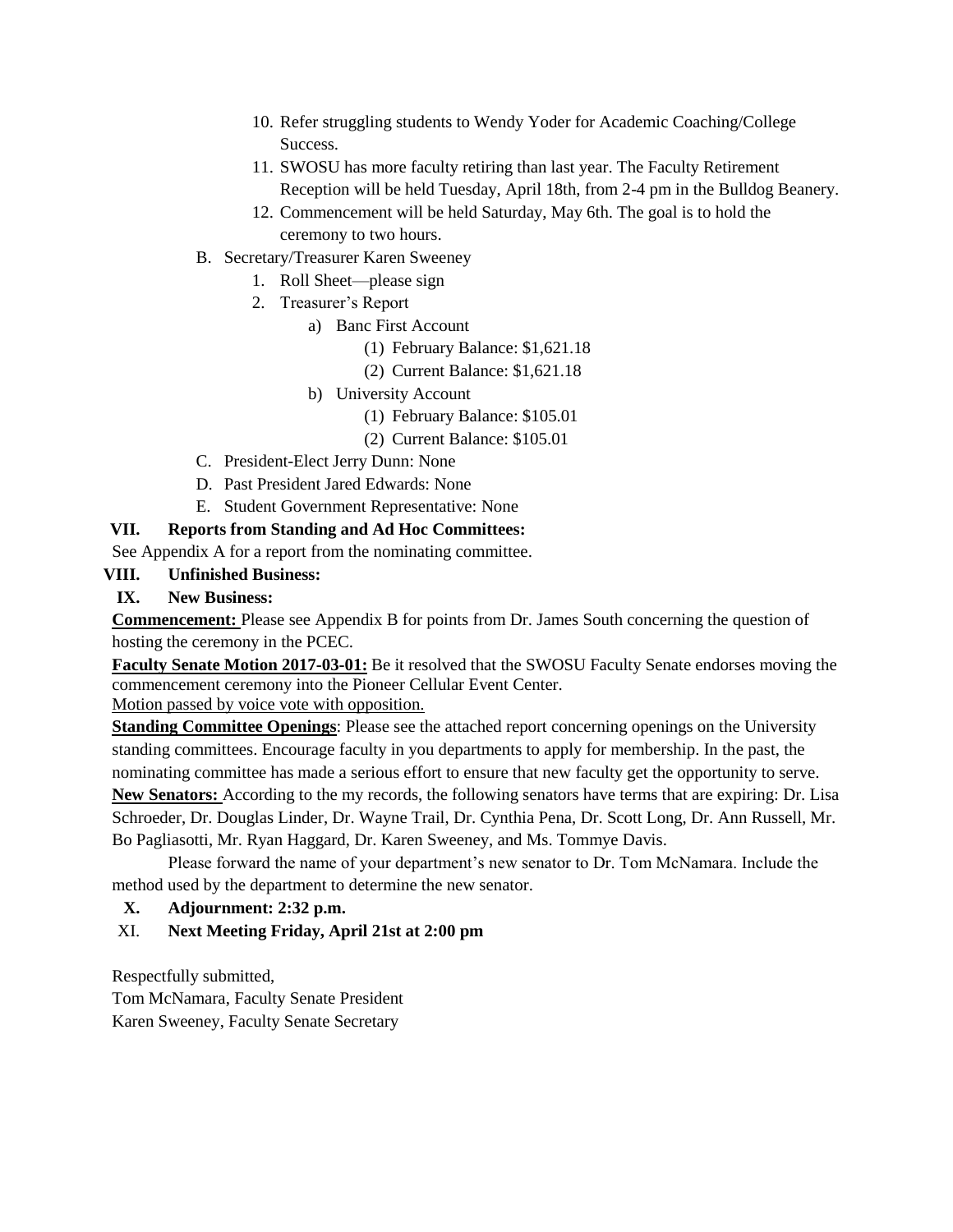10. Refer struggling students to Wendy Yoder for Academic Coaching/College Success.
11. SWOSU has more faculty retiring than last year. The Faculty Retirement Reception will be held Tuesday, April 18th, from 2-4 pm in the Bulldog Beanery.
12. Commencement will be held Saturday, May 6th. The goal is to hold the ceremony to two hours.

B. Secretary/Treasurer Karen Sweeney
   1. Roll Sheet—please sign
   2. Treasurer's Report
      a) Banc First Account
         (1) February Balance: $1,621.18
         (2) Current Balance: $1,621.18
      b) University Account
         (1) February Balance: $105.01
         (2) Current Balance: $105.01

C. President-Elect Jerry Dunn: None

D. Past President Jared Edwards: None

E. Student Government Representative: None

**VII. Reports from Standing and Ad Hoc Committees:**

See Appendix A for a report from the nominating committee.

**VIII. Unfinished Business:**

**IX. New Business:**

**Commencement:** Please see Appendix B for points from Dr. James South concerning the question of hosting the ceremony in the PCEC.

**Faculty Senate Motion 2017-03-01:** Be it resolved that the SWOSU Faculty Senate endorses moving the commencement ceremony into the Pioneer Cellular Event Center.

Motion passed by voice vote with opposition.

**Standing Committee Openings**: Please see the attached report concerning openings on the University standing committees. Encourage faculty in you departments to apply for membership. In the past, the nominating committee has made a serious effort to ensure that new faculty get the opportunity to serve.

**New Senators:** According to the my records, the following senators have terms that are expiring: Dr. Lisa Schroeder, Dr. Douglas Linder, Dr. Wayne Trail, Dr. Cynthia Pena, Dr. Scott Long, Dr. Ann Russell, Mr. Bo Pagliasotti, Mr. Ryan Haggard, Dr. Karen Sweeney, and Ms. Tommye Davis.

Please forward the name of your department's new senator to Dr. Tom McNamara. Include the method used by the department to determine the new senator.

**X. Adjournment: 2:32 p.m.**

**XI. Next Meeting Friday, April 21st at 2:00 pm**

Respectfully submitted,
Tom McNamara, Faculty Senate President
Karen Sweeney, Faculty Senate Secretary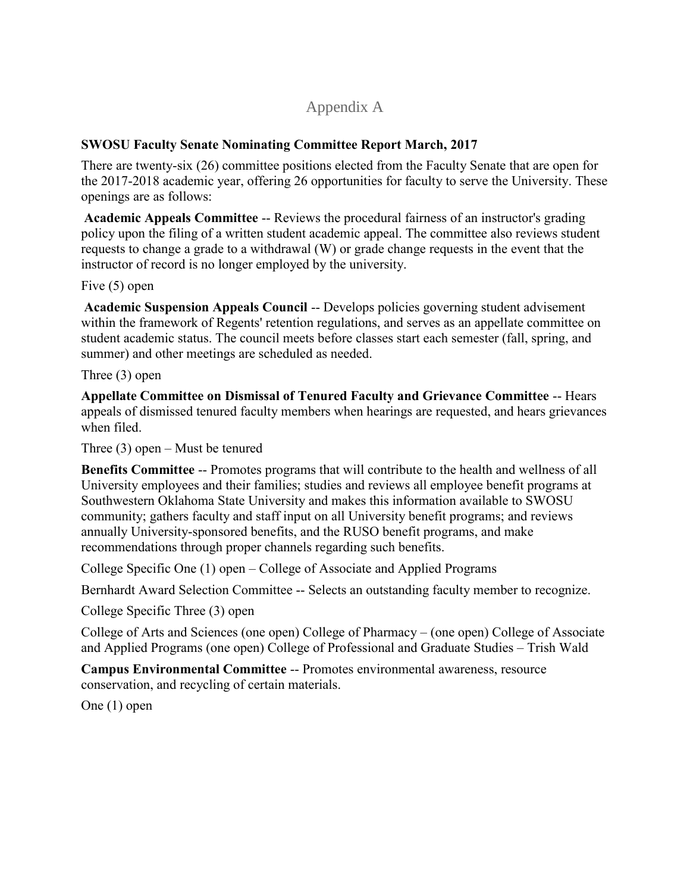# Appendix A

**SWOSU Faculty Senate Nominating Committee Report March, 2017**

There are twenty-six (26) committee positions elected from the Faculty Senate that are open for the 2017-2018 academic year, offering 26 opportunities for faculty to serve the University. These openings are as follows:

**Academic Appeals Committee** -- Reviews the procedural fairness of an instructor's grading policy upon the filing of a written student academic appeal. The committee also reviews student requests to change a grade to a withdrawal (W) or grade change requests in the event that the instructor of record is no longer employed by the university.

Five (5) open

**Academic Suspension Appeals Council** -- Develops policies governing student advisement within the framework of Regents' retention regulations, and serves as an appellate committee on student academic status. The council meets before classes start each semester (fall, spring, and summer) and other meetings are scheduled as needed.

Three (3) open

**Appellate Committee on Dismissal of Tenured Faculty and Grievance Committee** -- Hears appeals of dismissed tenured faculty members when hearings are requested, and hears grievances when filed.

Three (3) open – Must be tenured

**Benefits Committee** -- Promotes programs that will contribute to the health and wellness of all University employees and their families; studies and reviews all employee benefit programs at Southwestern Oklahoma State University and makes this information available to SWOSU community; gathers faculty and staff input on all University benefit programs; and reviews annually University-sponsored benefits, and the RUSO benefit programs, and make recommendations through proper channels regarding such benefits.

College Specific One (1) open – College of Associate and Applied Programs

Bernhardt Award Selection Committee -- Selects an outstanding faculty member to recognize.

College Specific Three (3) open

College of Arts and Sciences (one open) College of Pharmacy – (one open) College of Associate and Applied Programs (one open) College of Professional and Graduate Studies – Trish Wald

**Campus Environmental Committee** -- Promotes environmental awareness, resource conservation, and recycling of certain materials.

One (1) open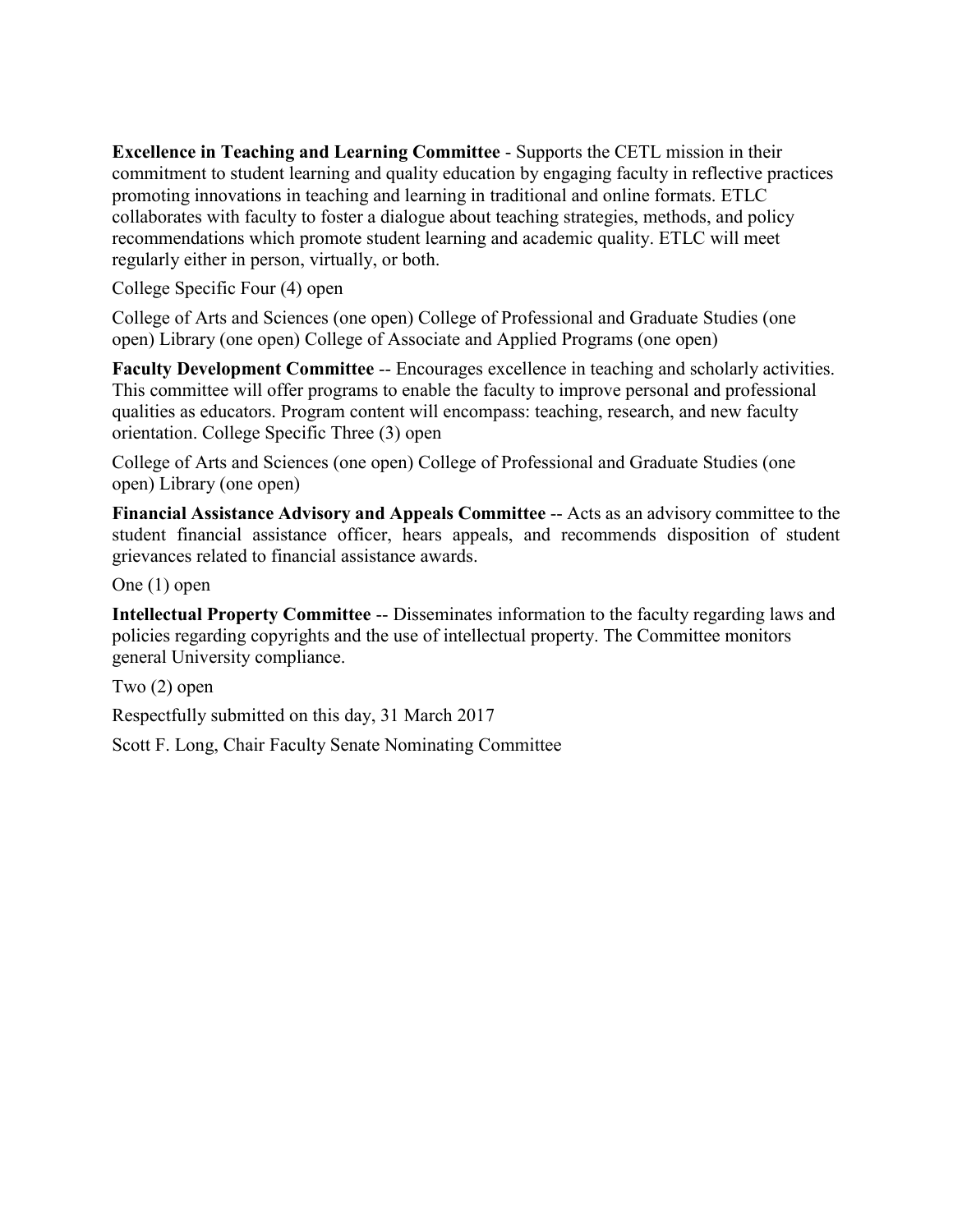**Excellence in Teaching and Learning Committee** - Supports the CETL mission in their commitment to student learning and quality education by engaging faculty in reflective practices promoting innovations in teaching and learning in traditional and online formats. ETLC collaborates with faculty to foster a dialogue about teaching strategies, methods, and policy recommendations which promote student learning and academic quality. ETLC will meet regularly either in person, virtually, or both.

College Specific Four (4) open

College of Arts and Sciences (one open) College of Professional and Graduate Studies (one open) Library (one open) College of Associate and Applied Programs (one open)

**Faculty Development Committee** -- Encourages excellence in teaching and scholarly activities. This committee will offer programs to enable the faculty to improve personal and professional qualities as educators. Program content will encompass: teaching, research, and new faculty orientation. College Specific Three (3) open

College of Arts and Sciences (one open) College of Professional and Graduate Studies (one open) Library (one open)

**Financial Assistance Advisory and Appeals Committee** -- Acts as an advisory committee to the student financial assistance officer, hears appeals, and recommends disposition of student grievances related to financial assistance awards.

One (1) open

**Intellectual Property Committee** -- Disseminates information to the faculty regarding laws and policies regarding copyrights and the use of intellectual property. The Committee monitors general University compliance.

Two (2) open

Respectfully submitted on this day, 31 March 2017

Scott F. Long, Chair Faculty Senate Nominating Committee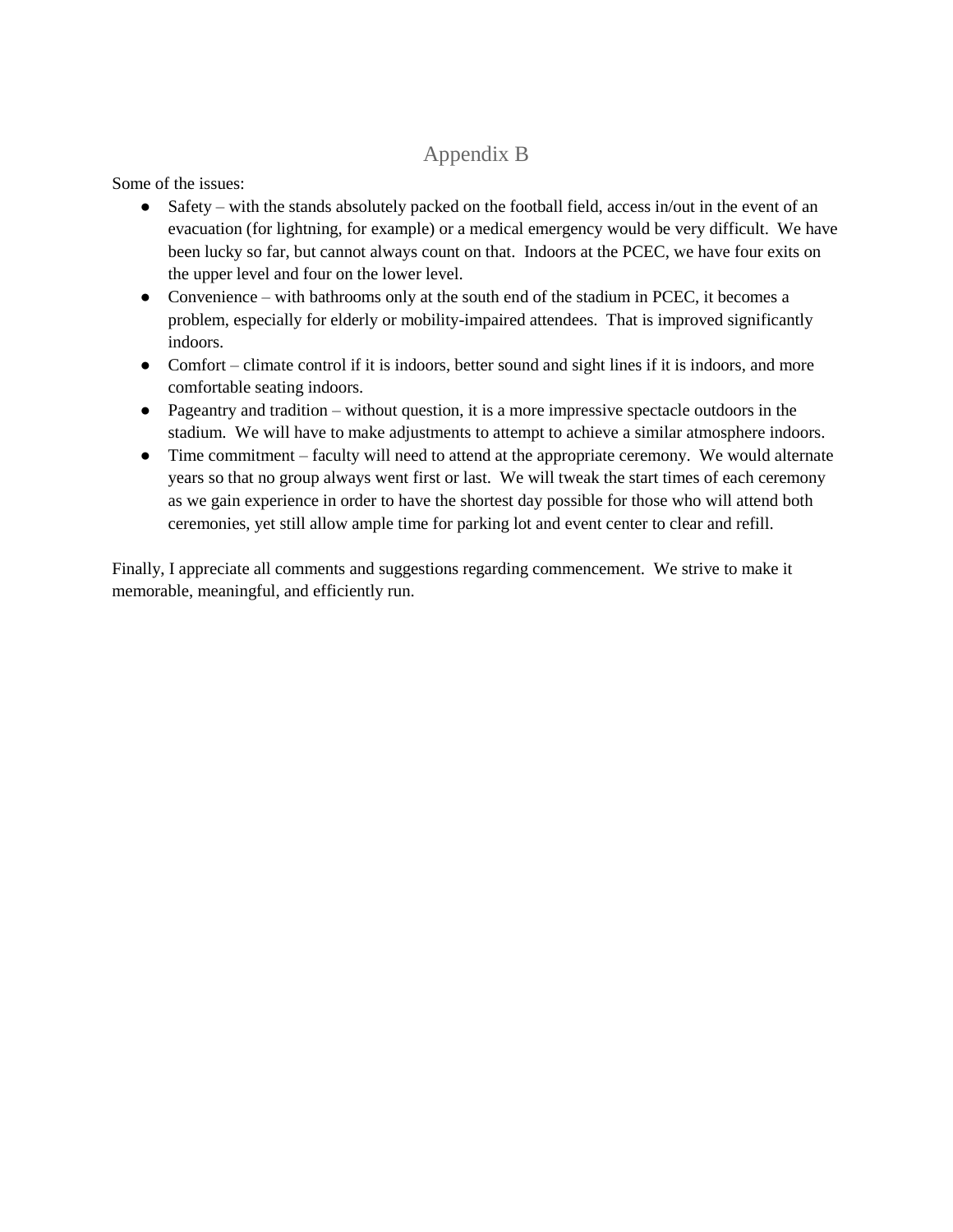# Appendix B

Some of the issues:

- Safety – with the stands absolutely packed on the football field, access in/out in the event of an evacuation (for lightning, for example) or a medical emergency would be very difficult. We have been lucky so far, but cannot always count on that. Indoors at the PCEC, we have four exits on the upper level and four on the lower level.
- Convenience – with bathrooms only at the south end of the stadium in PCEC, it becomes a problem, especially for elderly or mobility-impaired attendees. That is improved significantly indoors.
- Comfort – climate control if it is indoors, better sound and sight lines if it is indoors, and more comfortable seating indoors.
- Pageantry and tradition – without question, it is a more impressive spectacle outdoors in the stadium. We will have to make adjustments to attempt to achieve a similar atmosphere indoors.
- Time commitment – faculty will need to attend at the appropriate ceremony. We would alternate years so that no group always went first or last. We will tweak the start times of each ceremony as we gain experience in order to have the shortest day possible for those who will attend both ceremonies, yet still allow ample time for parking lot and event center to clear and refill.

Finally, I appreciate all comments and suggestions regarding commencement. We strive to make it memorable, meaningful, and efficiently run.